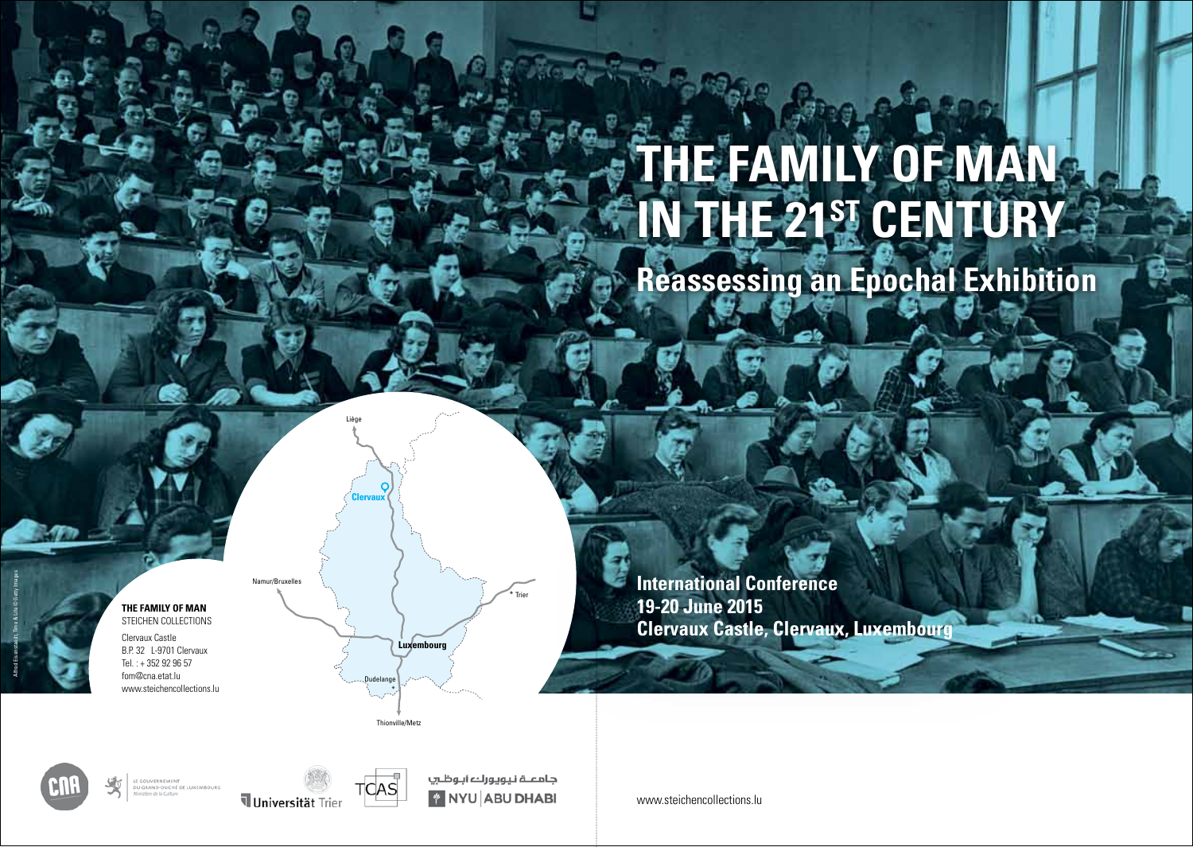# THE FAMILY OF MAN IN THE 21ST CENTURY

## Reassessing an Epochal Exhibition

**International Conference**
**19-20 June 2015**
**Clervaux Castle, Clervaux, Luxembourg**

Liège

Clervaux

Namur/Bruxelles

Trier

Luxembourg

Dudelange

Thionville/Metz

**THE FAMILY OF MAN**
STEICHEN COLLECTIONS

Clervaux Castle
B.P. 32 L-9701 Clervaux
Tel. : + 352 92 96 57
fom@cna.etat.lu
www.steichencollections.lu

Alfred Eisenstaedt, Time & Life © Getty Images

CNA

LE GOUVERNEMENT DU GRAND-DUCHÉ DE LUXEMBOURG
Ministère de la Culture

Universität Trier

TCAS

جامعة نيويورك ابوظبي
NYU | ABU DHABI

www.steichencollections.lu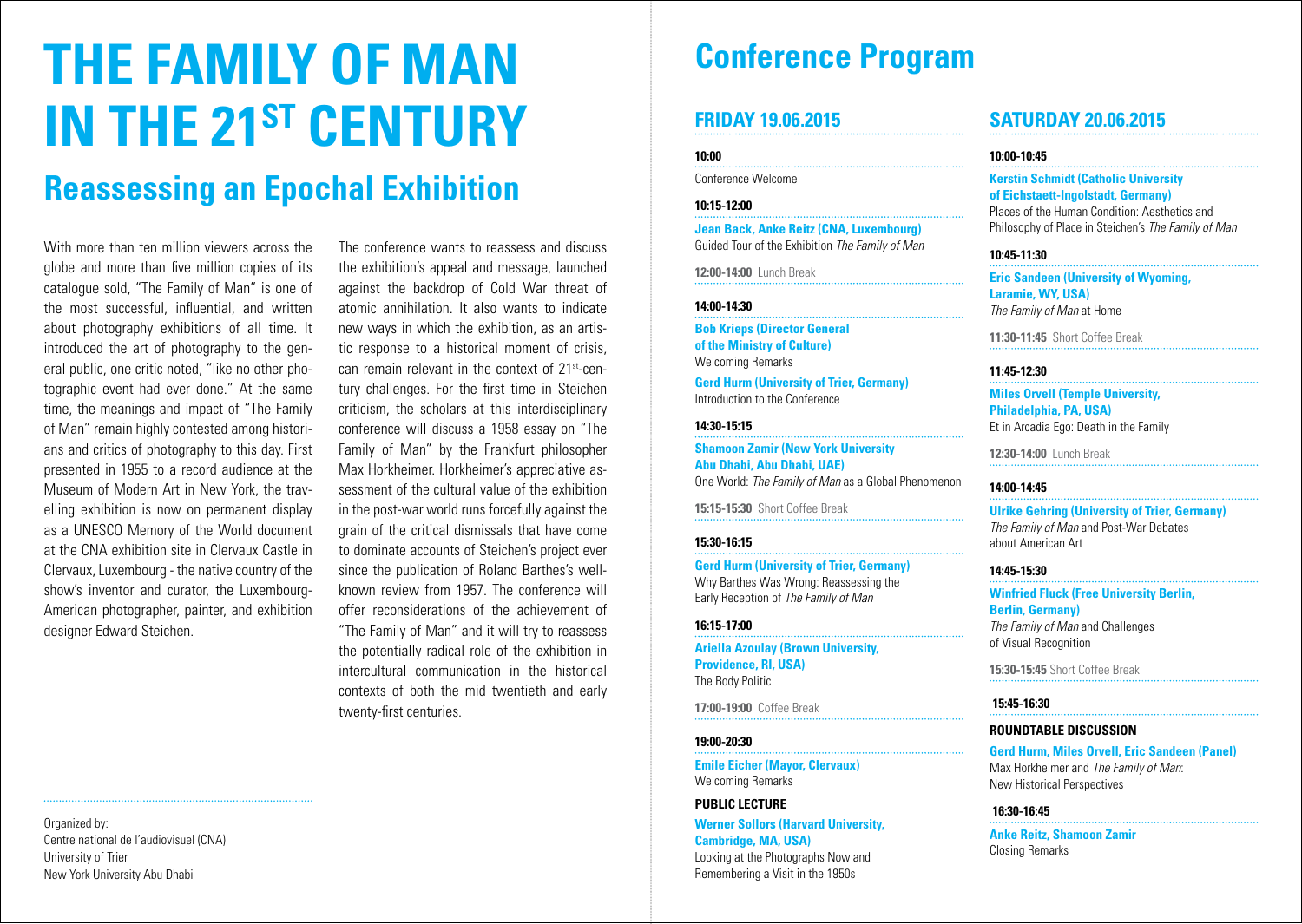# THE FAMILY OF MAN IN THE 21$^{ST}$ CENTURY

## Reassessing an Epochal Exhibition

With more than ten million viewers across the globe and more than five million copies of its catalogue sold, "The Family of Man" is one of the most successful, influential, and written about photography exhibitions of all time. It introduced the art of photography to the general public, one critic noted, "like no other photographic event had ever done." At the same time, the meanings and impact of "The Family of Man" remain highly contested among historians and critics of photography to this day. First presented in 1955 to a record audience at the Museum of Modern Art in New York, the travelling exhibition is now on permanent display as a UNESCO Memory of the World document at the CNA exhibition site in Clervaux Castle in Clervaux, Luxembourg - the native country of the show's inventor and curator, the Luxembourg-American photographer, painter, and exhibition designer Edward Steichen.

The conference wants to reassess and discuss the exhibition's appeal and message, launched against the backdrop of Cold War threat of atomic annihilation. It also wants to indicate new ways in which the exhibition, as an artistic response to a historical moment of crisis, can remain relevant in the context of 21st-century challenges. For the first time in Steichen criticism, the scholars at this interdisciplinary conference will discuss a 1958 essay on "The Family of Man" by the Frankfurt philosopher Max Horkheimer. Horkheimer's appreciative assessment of the cultural value of the exhibition in the post-war world runs forcefully against the grain of the critical dismissals that have come to dominate accounts of Steichen's project ever since the publication of Roland Barthes's well-known review from 1957. The conference will offer reconsiderations of the achievement of "The Family of Man" and it will try to reassess the potentially radical role of the exhibition in intercultural communication in the historical contexts of both the mid twentieth and early twenty-first centuries.

Organized by:
Centre national de l'audiovisuel (CNA)
University of Trier
New York University Abu Dhabi

# Conference Program

## FRIDAY 19.06.2015

**10:00**
Conference Welcome

**10:15-12:00**
**Jean Back, Anke Reitz (CNA, Luxembourg)**
Guided Tour of the Exhibition *The Family of Man*

**12:00-14:00** Lunch Break

**14:00-14:30**
**Bob Krieps (Director General of the Ministry of Culture)**
Welcoming Remarks

**Gerd Hurm (University of Trier, Germany)**
Introduction to the Conference

**14:30-15:15**
**Shamoon Zamir (New York University Abu Dhabi, Abu Dhabi, UAE)**
One World: *The Family of Man* as a Global Phenomenon

**15:15-15:30** Short Coffee Break

**15:30-16:15**
**Gerd Hurm (University of Trier, Germany)**
Why Barthes Was Wrong: Reassessing the Early Reception of *The Family of Man*

**16:15-17:00**
**Ariella Azoulay (Brown University, Providence, RI, USA)**
The Body Politic

**17:00-19:00** Coffee Break

**19:00-20:30**
**Emile Eicher (Mayor, Clervaux)**
Welcoming Remarks

**PUBLIC LECTURE**

**Werner Sollors (Harvard University, Cambridge, MA, USA)**
Looking at the Photographs Now and Remembering a Visit in the 1950s

## SATURDAY 20.06.2015

**10:00-10:45**
**Kerstin Schmidt (Catholic University of Eichstaett-Ingolstadt, Germany)**
Places of the Human Condition: Aesthetics and Philosophy of Place in Steichen's *The Family of Man*

**10:45-11:30**
**Eric Sandeen (University of Wyoming, Laramie, WY, USA)**
*The Family of Man* at Home

**11:30-11:45** Short Coffee Break

**11:45-12:30**
**Miles Orvell (Temple University, Philadelphia, PA, USA)**
Et in Arcadia Ego: Death in the Family

**12:30-14:00** Lunch Break

**14:00-14:45**
**Ulrike Gehring (University of Trier, Germany)**
*The Family of Man* and Post-War Debates about American Art

**14:45-15:30**
**Winfried Fluck (Free University Berlin, Berlin, Germany)**
*The Family of Man* and Challenges of Visual Recognition

**15:30-15:45** Short Coffee Break

**15:45-16:30**

**ROUNDTABLE DISCUSSION**

**Gerd Hurm, Miles Orvell, Eric Sandeen (Panel)**
Max Horkheimer and *The Family of Man*: New Historical Perspectives

**16:30-16:45**
**Anke Reitz, Shamoon Zamir**
Closing Remarks